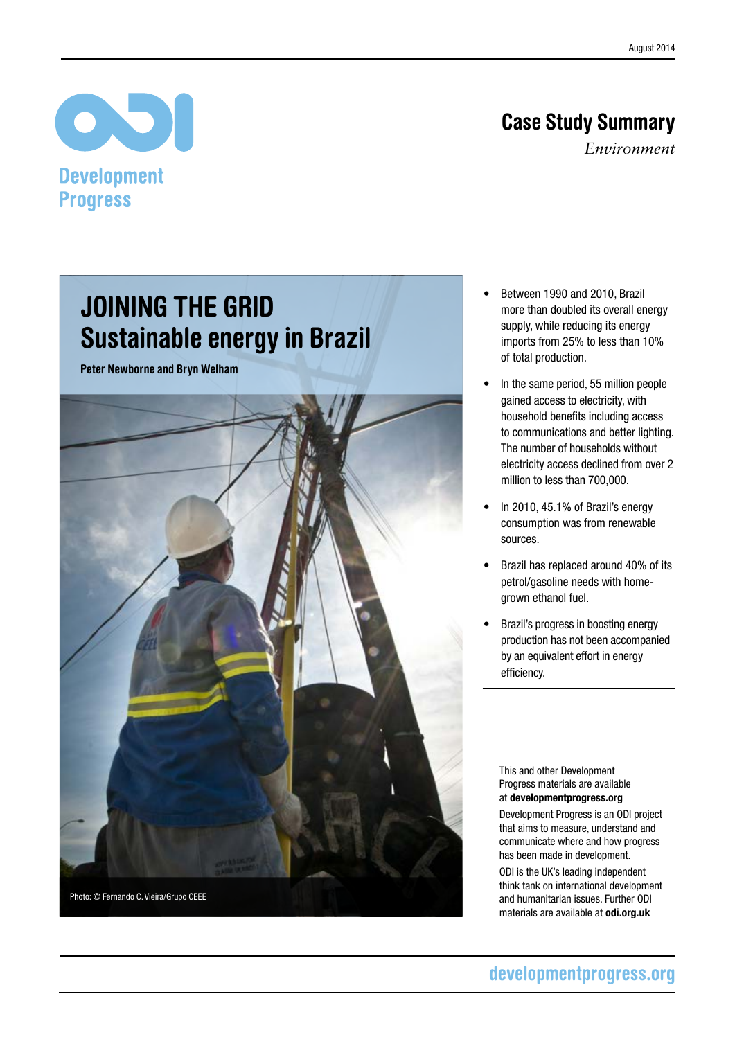August 2014

Development Progress

## Case Study Summary

*Environment*

# JOINING THE GRID Sustainable energy in Brazil

**Peter Newborne and Bryn Welham**

Photo: © Fernando C. Vieira/Grupo CEEE

- Between 1990 and 2010, Brazil more than doubled its overall energy supply, while reducing its energy imports from 25% to less than 10% of total production.
- In the same period, 55 million people gained access to electricity, with household benefits including access to communications and better lighting. The number of households without electricity access declined from over 2 million to less than 700,000.
- In 2010, 45.1% of Brazil's energy consumption was from renewable sources.
- Brazil has replaced around 40% of its petrol/gasoline needs with home-grown ethanol fuel.
- Brazil's progress in boosting energy production has not been accompanied by an equivalent effort in energy efficiency.

This and other Development Progress materials are available at **developmentprogress.org**

Development Progress is an ODI project that aims to measure, understand and communicate where and how progress has been made in development.

ODI is the UK's leading independent think tank on international development and humanitarian issues. Further ODI materials are available at **odi.org.uk**

developmentprogress.org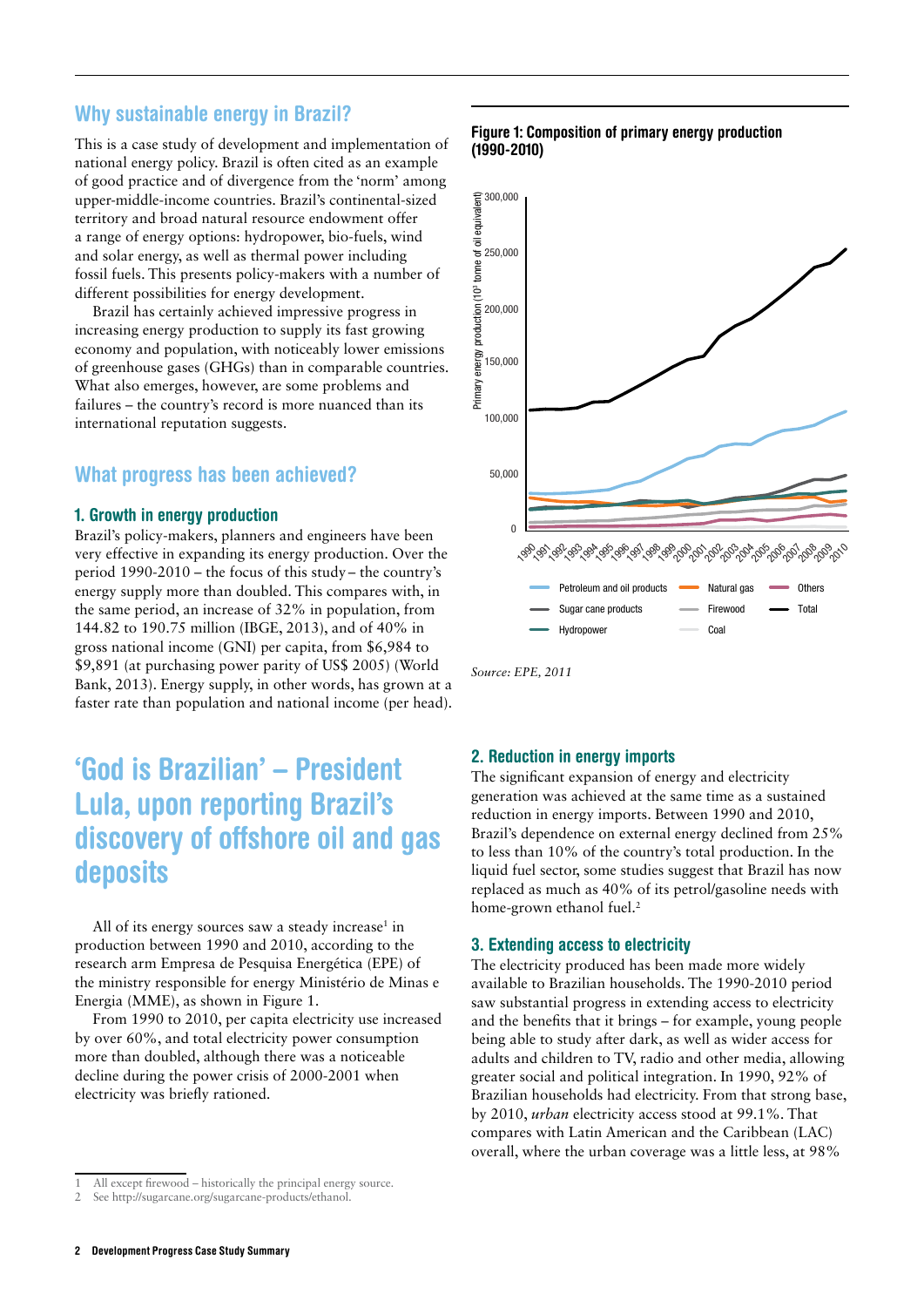## Why sustainable energy in Brazil?

This is a case study of development and implementation of national energy policy. Brazil is often cited as an example of good practice and of divergence from the 'norm' among upper-middle-income countries. Brazil's continental-sized territory and broad natural resource endowment offer a range of energy options: hydropower, bio-fuels, wind and solar energy, as well as thermal power including fossil fuels. This presents policy-makers with a number of different possibilities for energy development.

Brazil has certainly achieved impressive progress in increasing energy production to supply its fast growing economy and population, with noticeably lower emissions of greenhouse gases (GHGs) than in comparable countries. What also emerges, however, are some problems and failures – the country's record is more nuanced than its international reputation suggests.

## What progress has been achieved?

### 1. Growth in energy production

Brazil's policy-makers, planners and engineers have been very effective in expanding its energy production. Over the period 1990-2010 – the focus of this study – the country's energy supply more than doubled. This compares with, in the same period, an increase of 32% in population, from 144.82 to 190.75 million (IBGE, 2013), and of 40% in gross national income (GNI) per capita, from $6,984 to $9,891 (at purchasing power parity of US$ 2005) (World Bank, 2013). Energy supply, in other words, has grown at a faster rate than population and national income (per head).

## 'God is Brazilian' – President Lula, upon reporting Brazil's discovery of offshore oil and gas deposits

All of its energy sources saw a steady increase[1] in production between 1990 and 2010, according to the research arm Empresa de Pesquisa Energética (EPE) of the ministry responsible for energy Ministério de Minas e Energia (MME), as shown in Figure 1.

From 1990 to 2010, per capita electricity use increased by over 60%, and total electricity power consumption more than doubled, although there was a noticeable decline during the power crisis of 2000-2001 when electricity was briefly rationed.

**Figure 1: Composition of primary energy production (1990-2010)**

*Source: EPE, 2011*

### 2. Reduction in energy imports

The significant expansion of energy and electricity generation was achieved at the same time as a sustained reduction in energy imports. Between 1990 and 2010, Brazil's dependence on external energy declined from 25% to less than 10% of the country's total production. In the liquid fuel sector, some studies suggest that Brazil has now replaced as much as 40% of its petrol/gasoline needs with home-grown ethanol fuel.[2]

### 3. Extending access to electricity

The electricity produced has been made more widely available to Brazilian households. The 1990-2010 period saw substantial progress in extending access to electricity and the benefits that it brings – for example, young people being able to study after dark, as well as wider access for adults and children to TV, radio and other media, allowing greater social and political integration. In 1990, 92% of Brazilian households had electricity. From that strong base, by 2010, *urban* electricity access stood at 99.1%. That compares with Latin American and the Caribbean (LAC) overall, where the urban coverage was a little less, at 98%

---

1 All except firewood – historically the principal energy source.

2 See http://sugarcane.org/sugarcane-products/ethanol.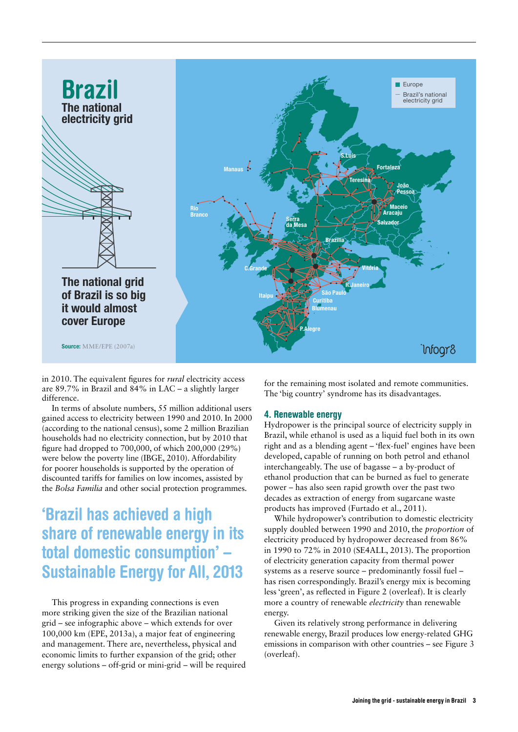# Brazil

## The national electricity grid

**The national grid of Brazil is so big it would almost cover Europe**

**Source:** MME/EPE (2007a)

Europe

Brazil's national electricity grid

Manaus, S.Luis, Fortaleza, Teresina, João Pessoa, Maceio, Aracaju, Salvador, Rio Branco, Serra da Mesa, Brazilia, C.Grande, Vitória, R.Janeiro, São Paulo, Itaipu, Curitiba, Blumenau, P.Alegre

infogr8

in 2010. The equivalent figures for *rural* electricity access are 89.7% in Brazil and 84% in LAC – a slightly larger difference.

In terms of absolute numbers, 55 million additional users gained access to electricity between 1990 and 2010. In 2000 (according to the national census), some 2 million Brazilian households had no electricity connection, but by 2010 that figure had dropped to 700,000, of which 200,000 (29%) were below the poverty line (IBGE, 2010). Affordability for poorer households is supported by the operation of discounted tariffs for families on low incomes, assisted by the *Bolsa Familia* and other social protection programmes.

> 'Brazil has achieved a high share of renewable energy in its total domestic consumption' – Sustainable Energy for All, 2013

This progress in expanding connections is even more striking given the size of the Brazilian national grid – see infographic above – which extends for over 100,000 km (EPE, 2013a), a major feat of engineering and management. There are, nevertheless, physical and economic limits to further expansion of the grid; other energy solutions – off-grid or mini-grid – will be required for the remaining most isolated and remote communities. The 'big country' syndrome has its disadvantages.

## 4. Renewable energy

Hydropower is the principal source of electricity supply in Brazil, while ethanol is used as a liquid fuel both in its own right and as a blending agent – 'flex-fuel' engines have been developed, capable of running on both petrol and ethanol interchangeably. The use of bagasse – a by-product of ethanol production that can be burned as fuel to generate power – has also seen rapid growth over the past two decades as extraction of energy from sugarcane waste products has improved (Furtado et al., 2011).

While hydropower's contribution to domestic electricity supply doubled between 1990 and 2010, the *proportion* of electricity produced by hydropower decreased from 86% in 1990 to 72% in 2010 (SE4ALL, 2013). The proportion of electricity generation capacity from thermal power systems as a reserve source – predominantly fossil fuel – has risen correspondingly. Brazil's energy mix is becoming less 'green', as reflected in Figure 2 (overleaf). It is clearly more a country of renewable *electricity* than renewable energy.

Given its relatively strong performance in delivering renewable energy, Brazil produces low energy-related GHG emissions in comparison with other countries – see Figure 3 (overleaf).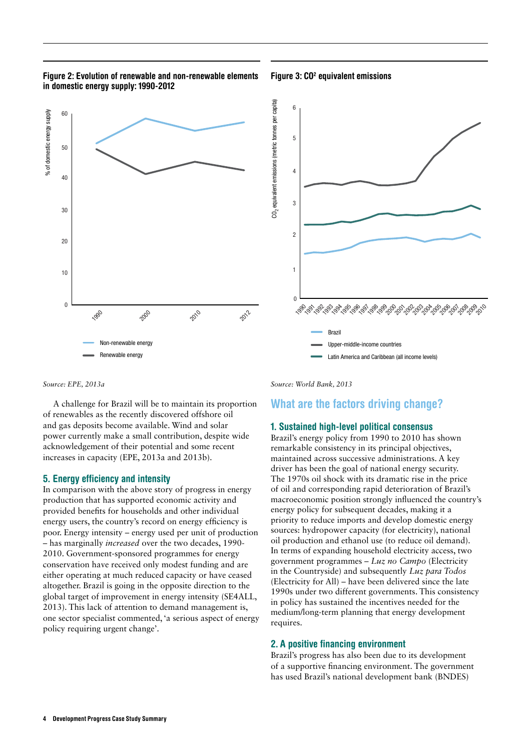**Figure 2: Evolution of renewable and non-renewable elements in domestic energy supply: 1990-2012**

*Source: EPE, 2013a*

**Figure 3: $CO^2$ equivalent emissions**

*Source: World Bank, 2013*

A challenge for Brazil will be to maintain its proportion of renewables as the recently discovered offshore oil and gas deposits become available. Wind and solar power currently make a small contribution, despite wide acknowledgement of their potential and some recent increases in capacity (EPE, 2013a and 2013b).

### 5. Energy efficiency and intensity

In comparison with the above story of progress in energy production that has supported economic activity and provided benefits for households and other individual energy users, the country's record on energy efficiency is poor. Energy intensity – energy used per unit of production – has marginally *increased* over the two decades, 1990-2010. Government-sponsored programmes for energy conservation have received only modest funding and are either operating at much reduced capacity or have ceased altogether. Brazil is going in the opposite direction to the global target of improvement in energy intensity (SE4ALL, 2013). This lack of attention to demand management is, one sector specialist commented, 'a serious aspect of energy policy requiring urgent change'.

## What are the factors driving change?

### 1. Sustained high-level political consensus

Brazil's energy policy from 1990 to 2010 has shown remarkable consistency in its principal objectives, maintained across successive administrations. A key driver has been the goal of national energy security. The 1970s oil shock with its dramatic rise in the price of oil and corresponding rapid deterioration of Brazil's macroeconomic position strongly influenced the country's energy policy for subsequent decades, making it a priority to reduce imports and develop domestic energy sources: hydropower capacity (for electricity), national oil production and ethanol use (to reduce oil demand). In terms of expanding household electricity access, two government programmes – *Luz no Campo* (Electricity in the Countryside) and subsequently *Luz para Todos* (Electricity for All) – have been delivered since the late 1990s under two different governments. This consistency in policy has sustained the incentives needed for the medium/long-term planning that energy development requires.

### 2. A positive financing environment

Brazil's progress has also been due to its development of a supportive financing environment. The government has used Brazil's national development bank (BNDES)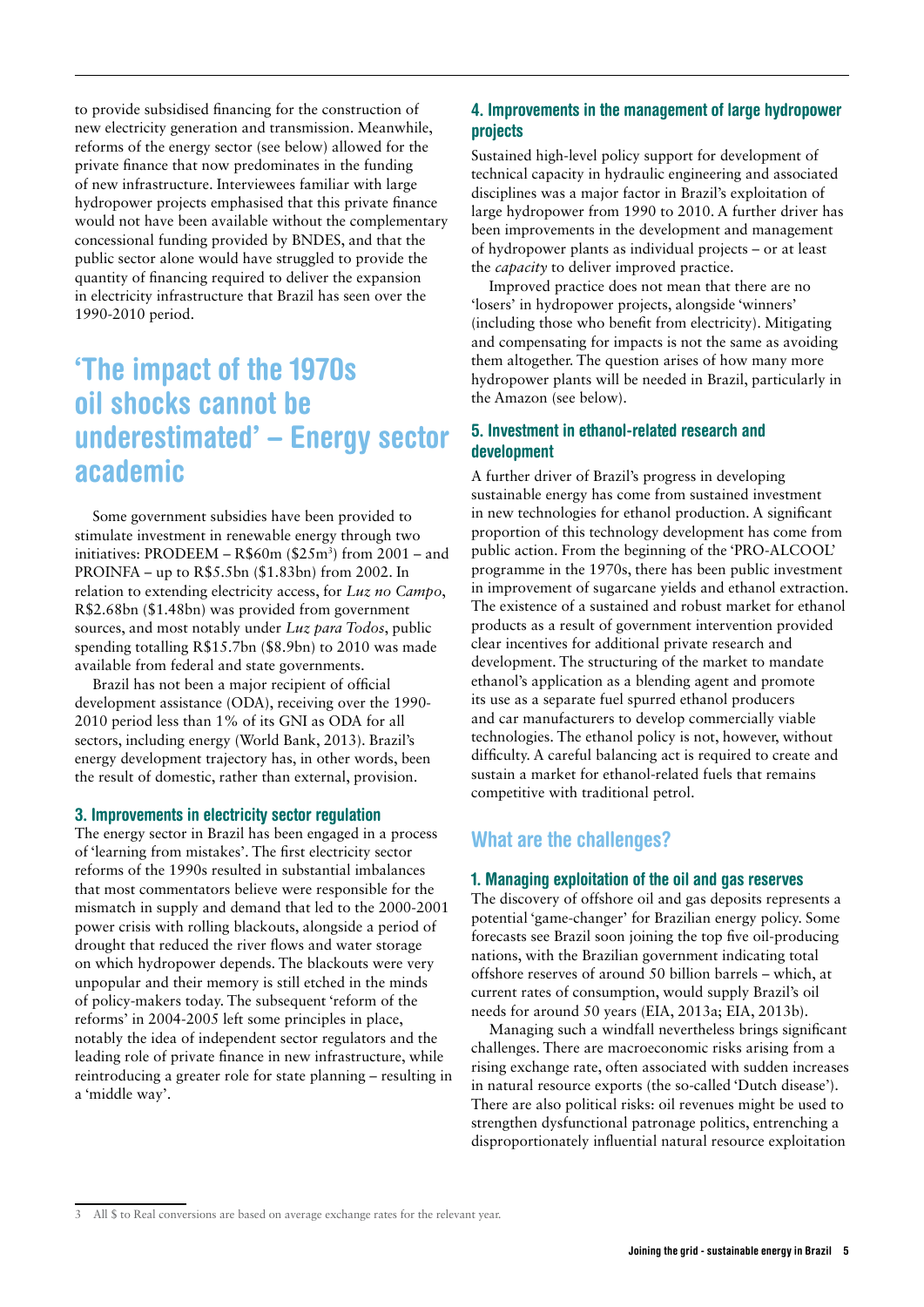to provide subsidised financing for the construction of new electricity generation and transmission. Meanwhile, reforms of the energy sector (see below) allowed for the private finance that now predominates in the funding of new infrastructure. Interviewees familiar with large hydropower projects emphasised that this private finance would not have been available without the complementary concessional funding provided by BNDES, and that the public sector alone would have struggled to provide the quantity of financing required to deliver the expansion in electricity infrastructure that Brazil has seen over the 1990-2010 period.

## 'The impact of the 1970s oil shocks cannot be underestimated' – Energy sector academic

Some government subsidies have been provided to stimulate investment in renewable energy through two initiatives: PRODEEM – R$60m ($25m[3]) from 2001 – and PROINFA – up to R$5.5bn ($1.83bn) from 2002. In relation to extending electricity access, for *Luz no Campo*, R$2.68bn ($1.48bn) was provided from government sources, and most notably under *Luz para Todos*, public spending totalling R$15.7bn ($8.9bn) to 2010 was made available from federal and state governments.

Brazil has not been a major recipient of official development assistance (ODA), receiving over the 1990-2010 period less than 1% of its GNI as ODA for all sectors, including energy (World Bank, 2013). Brazil's energy development trajectory has, in other words, been the result of domestic, rather than external, provision.

### 3. Improvements in electricity sector regulation

The energy sector in Brazil has been engaged in a process of 'learning from mistakes'. The first electricity sector reforms of the 1990s resulted in substantial imbalances that most commentators believe were responsible for the mismatch in supply and demand that led to the 2000-2001 power crisis with rolling blackouts, alongside a period of drought that reduced the river flows and water storage on which hydropower depends. The blackouts were very unpopular and their memory is still etched in the minds of policy-makers today. The subsequent 'reform of the reforms' in 2004-2005 left some principles in place, notably the idea of independent sector regulators and the leading role of private finance in new infrastructure, while reintroducing a greater role for state planning – resulting in a 'middle way'.

### 4. Improvements in the management of large hydropower projects

Sustained high-level policy support for development of technical capacity in hydraulic engineering and associated disciplines was a major factor in Brazil's exploitation of large hydropower from 1990 to 2010. A further driver has been improvements in the development and management of hydropower plants as individual projects – or at least the *capacity* to deliver improved practice.

Improved practice does not mean that there are no 'losers' in hydropower projects, alongside 'winners' (including those who benefit from electricity). Mitigating and compensating for impacts is not the same as avoiding them altogether. The question arises of how many more hydropower plants will be needed in Brazil, particularly in the Amazon (see below).

### 5. Investment in ethanol-related research and development

A further driver of Brazil's progress in developing sustainable energy has come from sustained investment in new technologies for ethanol production. A significant proportion of this technology development has come from public action. From the beginning of the 'PRO-ALCOOL' programme in the 1970s, there has been public investment in improvement of sugarcane yields and ethanol extraction. The existence of a sustained and robust market for ethanol products as a result of government intervention provided clear incentives for additional private research and development. The structuring of the market to mandate ethanol's application as a blending agent and promote its use as a separate fuel spurred ethanol producers and car manufacturers to develop commercially viable technologies. The ethanol policy is not, however, without difficulty. A careful balancing act is required to create and sustain a market for ethanol-related fuels that remains competitive with traditional petrol.

## What are the challenges?

### 1. Managing exploitation of the oil and gas reserves

The discovery of offshore oil and gas deposits represents a potential 'game-changer' for Brazilian energy policy. Some forecasts see Brazil soon joining the top five oil-producing nations, with the Brazilian government indicating total offshore reserves of around 50 billion barrels – which, at current rates of consumption, would supply Brazil's oil needs for around 50 years (EIA, 2013a; EIA, 2013b).

Managing such a windfall nevertheless brings significant challenges. There are macroeconomic risks arising from a rising exchange rate, often associated with sudden increases in natural resource exports (the so-called 'Dutch disease'). There are also political risks: oil revenues might be used to strengthen dysfunctional patronage politics, entrenching a disproportionately influential natural resource exploitation

[3] All $ to Real conversions are based on average exchange rates for the relevant year.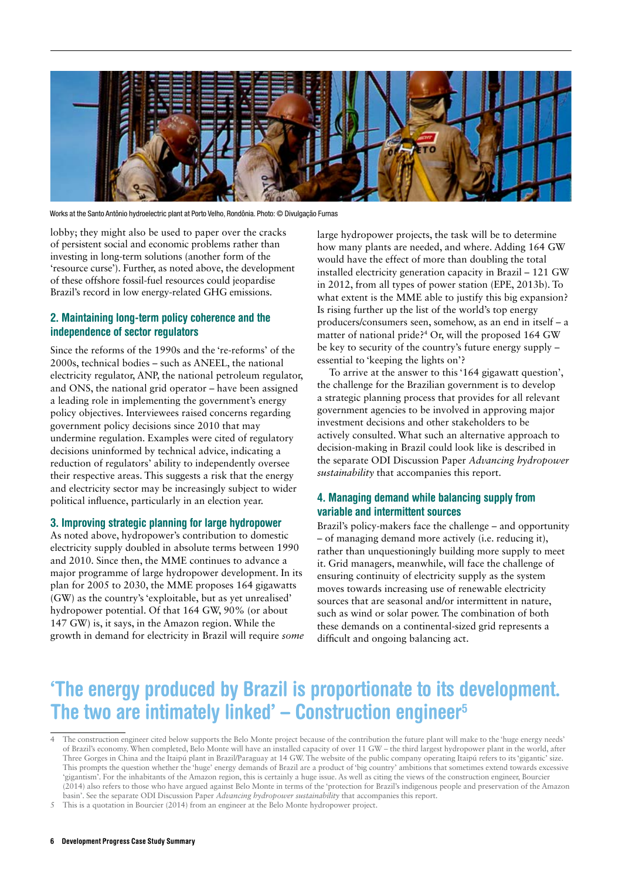Works at the Santo Antônio hydroelectric plant at Porto Velho, Rondônia. Photo: © Divulgação Furnas

lobby; they might also be used to paper over the cracks of persistent social and economic problems rather than investing in long-term solutions (another form of the 'resource curse'). Further, as noted above, the development of these offshore fossil-fuel resources could jeopardise Brazil's record in low energy-related GHG emissions.

### 2. Maintaining long-term policy coherence and the independence of sector regulators

Since the reforms of the 1990s and the 're-reforms' of the 2000s, technical bodies – such as ANEEL, the national electricity regulator, ANP, the national petroleum regulator, and ONS, the national grid operator – have been assigned a leading role in implementing the government's energy policy objectives. Interviewees raised concerns regarding government policy decisions since 2010 that may undermine regulation. Examples were cited of regulatory decisions uninformed by technical advice, indicating a reduction of regulators' ability to independently oversee their respective areas. This suggests a risk that the energy and electricity sector may be increasingly subject to wider political influence, particularly in an election year.

### 3. Improving strategic planning for large hydropower

As noted above, hydropower's contribution to domestic electricity supply doubled in absolute terms between 1990 and 2010. Since then, the MME continues to advance a major programme of large hydropower development. In its plan for 2005 to 2030, the MME proposes 164 gigawatts (GW) as the country's 'exploitable, but as yet unrealised' hydropower potential. Of that 164 GW, 90% (or about 147 GW) is, it says, in the Amazon region. While the growth in demand for electricity in Brazil will require *some* large hydropower projects, the task will be to determine how many plants are needed, and where. Adding 164 GW would have the effect of more than doubling the total installed electricity generation capacity in Brazil – 121 GW in 2012, from all types of power station (EPE, 2013b). To what extent is the MME able to justify this big expansion? Is rising further up the list of the world's top energy producers/consumers seen, somehow, as an end in itself – a matter of national pride?[4] Or, will the proposed 164 GW be key to security of the country's future energy supply – essential to 'keeping the lights on'?

To arrive at the answer to this '164 gigawatt question', the challenge for the Brazilian government is to develop a strategic planning process that provides for all relevant government agencies to be involved in approving major investment decisions and other stakeholders to be actively consulted. What such an alternative approach to decision-making in Brazil could look like is described in the separate ODI Discussion Paper *Advancing hydropower sustainability* that accompanies this report.

### 4. Managing demand while balancing supply from variable and intermittent sources

Brazil's policy-makers face the challenge – and opportunity – of managing demand more actively (i.e. reducing it), rather than unquestioningly building more supply to meet it. Grid managers, meanwhile, will face the challenge of ensuring continuity of electricity supply as the system moves towards increasing use of renewable electricity sources that are seasonal and/or intermittent in nature, such as wind or solar power. The combination of both these demands on a continental-sized grid represents a difficult and ongoing balancing act.

## 'The energy produced by Brazil is proportionate to its development. The two are intimately linked' – Construction engineer[5]

---

4 The construction engineer cited below supports the Belo Monte project because of the contribution the future plant will make to the 'huge energy needs' of Brazil's economy. When completed, Belo Monte will have an installed capacity of over 11 GW – the third largest hydropower plant in the world, after Three Gorges in China and the Itaipú plant in Brazil/Paraguay at 14 GW. The website of the public company operating Itaipú refers to its 'gigantic' size. This prompts the question whether the 'huge' energy demands of Brazil are a product of 'big country' ambitions that sometimes extend towards excessive 'gigantism'. For the inhabitants of the Amazon region, this is certainly a huge issue. As well as citing the views of the construction engineer, Bourcier (2014) also refers to those who have argued against Belo Monte in terms of the 'protection for Brazil's indigenous people and preservation of the Amazon basin'. See the separate ODI Discussion Paper *Advancing hydropower sustainability* that accompanies this report.

5 This is a quotation in Bourcier (2014) from an engineer at the Belo Monte hydropower project.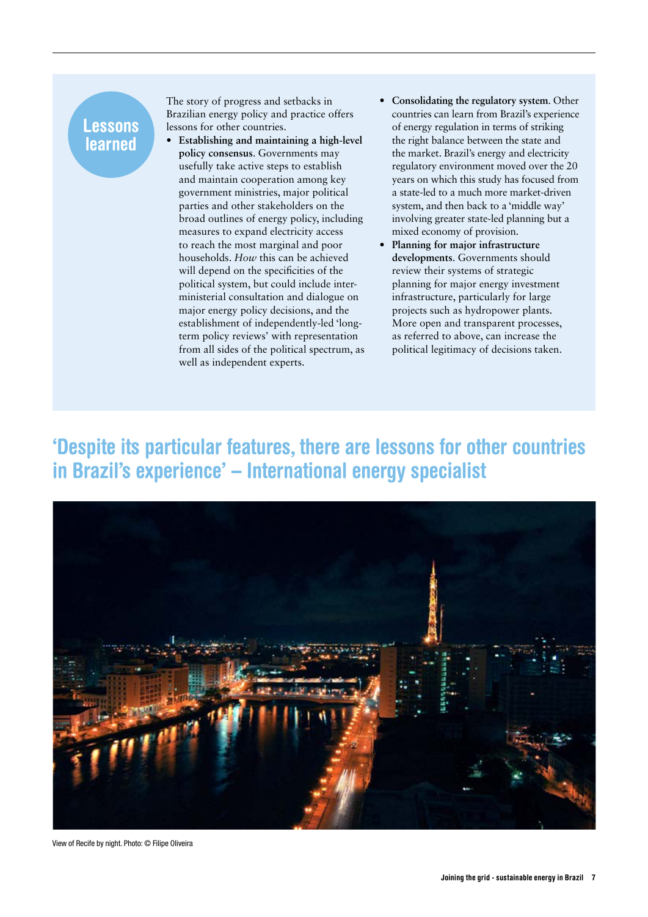## Lessons learned

The story of progress and setbacks in Brazilian energy policy and practice offers lessons for other countries.

- **Establishing and maintaining a high-level policy consensus**. Governments may usefully take active steps to establish and maintain cooperation among key government ministries, major political parties and other stakeholders on the broad outlines of energy policy, including measures to expand electricity access to reach the most marginal and poor households. *How* this can be achieved will depend on the specificities of the political system, but could include inter-ministerial consultation and dialogue on major energy policy decisions, and the establishment of independently-led 'long-term policy reviews' with representation from all sides of the political spectrum, as well as independent experts.
- **Consolidating the regulatory system**. Other countries can learn from Brazil's experience of energy regulation in terms of striking the right balance between the state and the market. Brazil's energy and electricity regulatory environment moved over the 20 years on which this study has focused from a state-led to a much more market-driven system, and then back to a 'middle way' involving greater state-led planning but a mixed economy of provision.
- **Planning for major infrastructure developments**. Governments should review their systems of strategic planning for major energy investment infrastructure, particularly for large projects such as hydropower plants. More open and transparent processes, as referred to above, can increase the political legitimacy of decisions taken.

## 'Despite its particular features, there are lessons for other countries in Brazil's experience' – International energy specialist

View of Recife by night. Photo: © Filipe Oliveira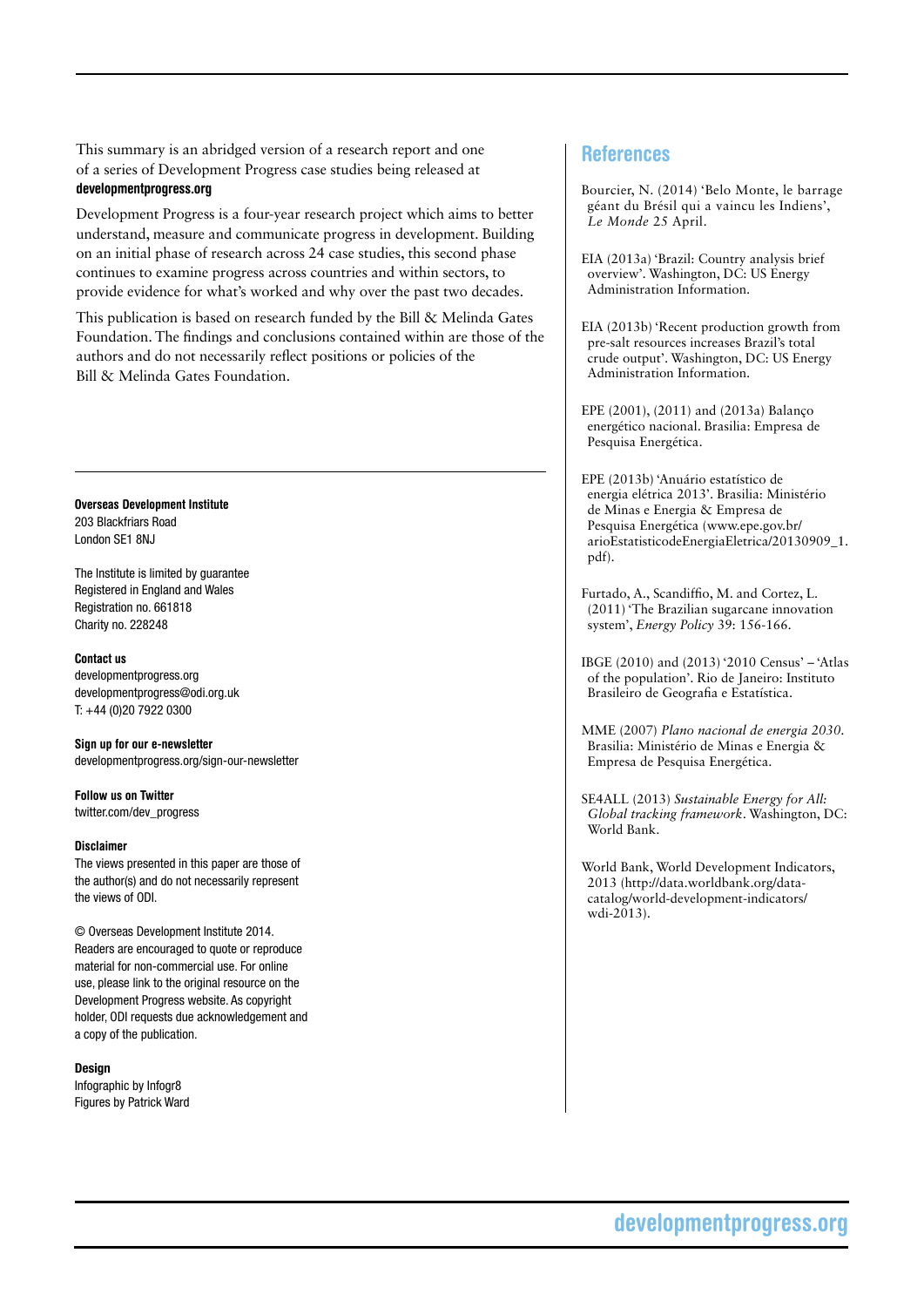This summary is an abridged version of a research report and one of a series of Development Progress case studies being released at **developmentprogress.org**

Development Progress is a four-year research project which aims to better understand, measure and communicate progress in development. Building on an initial phase of research across 24 case studies, this second phase continues to examine progress across countries and within sectors, to provide evidence for what's worked and why over the past two decades.

This publication is based on research funded by the Bill & Melinda Gates Foundation. The findings and conclusions contained within are those of the authors and do not necessarily reflect positions or policies of the Bill & Melinda Gates Foundation.

**Overseas Development Institute**
203 Blackfriars Road
London SE1 8NJ

The Institute is limited by guarantee
Registered in England and Wales
Registration no. 661818
Charity no. 228248

**Contact us**
developmentprogress.org
developmentprogress@odi.org.uk
T: +44 (0)20 7922 0300

**Sign up for our e-newsletter**
developmentprogress.org/sign-our-newsletter

**Follow us on Twitter**
twitter.com/dev_progress

**Disclaimer**
The views presented in this paper are those of the author(s) and do not necessarily represent the views of ODI.

© Overseas Development Institute 2014. Readers are encouraged to quote or reproduce material for non-commercial use. For online use, please link to the original resource on the Development Progress website. As copyright holder, ODI requests due acknowledgement and a copy of the publication.

**Design**
Infographic by Infogr8
Figures by Patrick Ward

## References

Bourcier, N. (2014) 'Belo Monte, le barrage géant du Brésil qui a vaincu les Indiens', *Le Monde* 25 April.

EIA (2013a) 'Brazil: Country analysis brief overview'. Washington, DC: US Energy Administration Information.

EIA (2013b) 'Recent production growth from pre-salt resources increases Brazil's total crude output'. Washington, DC: US Energy Administration Information.

EPE (2001), (2011) and (2013a) Balanço energético nacional. Brasilia: Empresa de Pesquisa Energética.

EPE (2013b) 'Anuário estatístico de energia elétrica 2013'. Brasilia: Ministério de Minas e Energia & Empresa de Pesquisa Energética (www.epe.gov.br/arioEstatisticodeEnergiaEletrica/20130909_1.pdf).

Furtado, A., Scandiffio, M. and Cortez, L. (2011) 'The Brazilian sugarcane innovation system', *Energy Policy* 39: 156-166.

IBGE (2010) and (2013) '2010 Census' – 'Atlas of the population'. Rio de Janeiro: Instituto Brasileiro de Geografia e Estatística.

MME (2007) *Plano nacional de energia 2030*. Brasilia: Ministério de Minas e Energia & Empresa de Pesquisa Energética.

SE4ALL (2013) *Sustainable Energy for All: Global tracking framework*. Washington, DC: World Bank.

World Bank, World Development Indicators, 2013 (http://data.worldbank.org/data-catalog/world-development-indicators/wdi-2013).